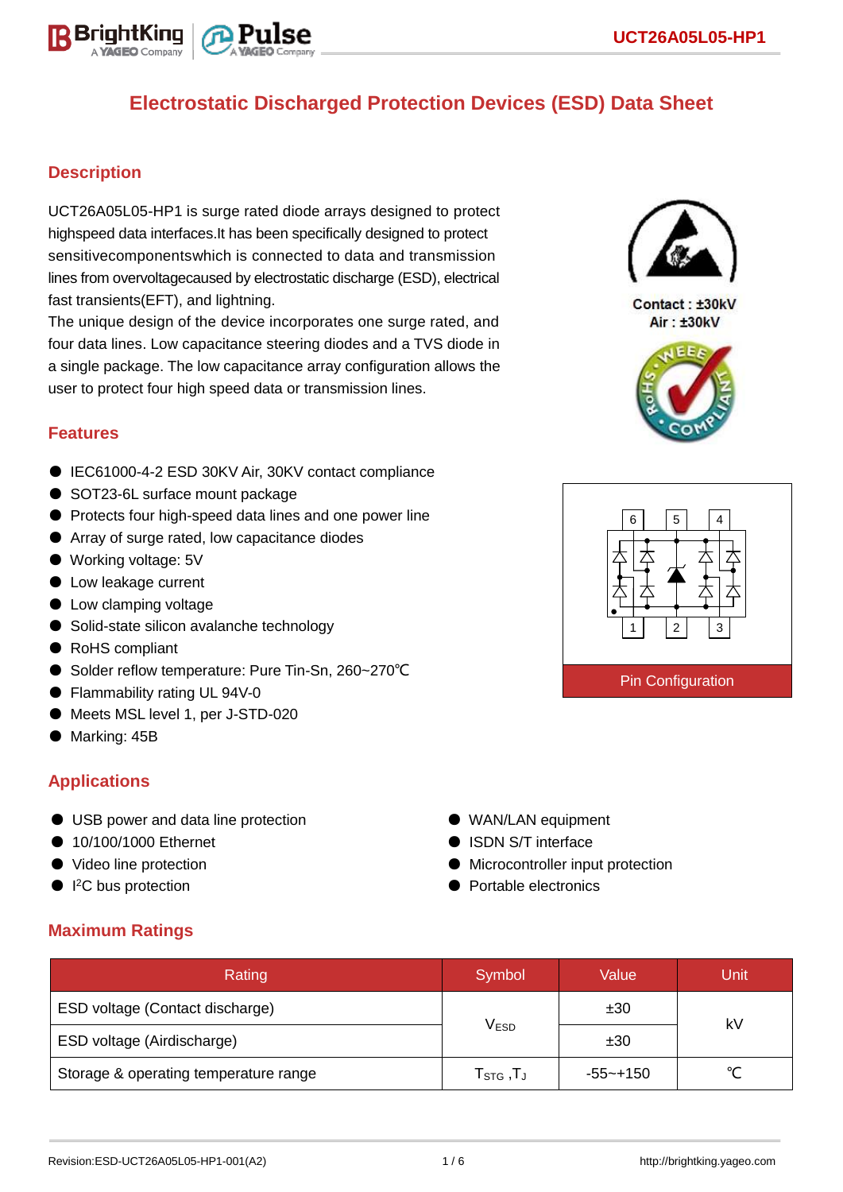# Electrostatic Discharged Protection Devices (ESD) Data Sheet

## Description

UCT26A05L05-HP1 is surge rated diode arrays designed to protect highspeed data interfaces.It has been specifically designed to protect sensitivecomponentswhich is connected to data and transmission lines from overvoltagecaused by electrostatic discharge (ESD), electrical fast transients(EFT), and lightning.

The unique design of the device incorporates one surge rated, and four data lines. Low capacitance steering diodes and a TVS diode in a single package. The low capacitance array configuration allows the user to protect four high speed data or transmission lines.

Contact : ±30kV
Air : ±30kV

## Features

- IEC61000-4-2 ESD 30KV Air, 30KV contact compliance
- SOT23-6L surface mount package
- Protects four high-speed data lines and one power line
- Array of surge rated, low capacitance diodes
- Working voltage: 5V
- Low leakage current
- Low clamping voltage
- Solid-state silicon avalanche technology
- RoHS compliant
- Solder reflow temperature: Pure Tin-Sn, 260~270℃
- Flammability rating UL 94V-0
- Meets MSL level 1, per J-STD-020
- Marking: 45B

Pin Configuration

## Applications

- USB power and data line protection
- 10/100/1000 Ethernet
- Video line protection
- I²C bus protection
- WAN/LAN equipment
- ISDN S/T interface
- Microcontroller input protection
- Portable electronics

## Maximum Ratings

| Rating | Symbol | Value | Unit |
|---|---|---|---|
| ESD voltage (Contact discharge) | $V_{ESD}$ | ±30 | kV |
| ESD voltage (Airdischarge) | | ±30 | |
| Storage & operating temperature range | $T_{STG}$ ,$T_J$ | -55~+150 | ℃ |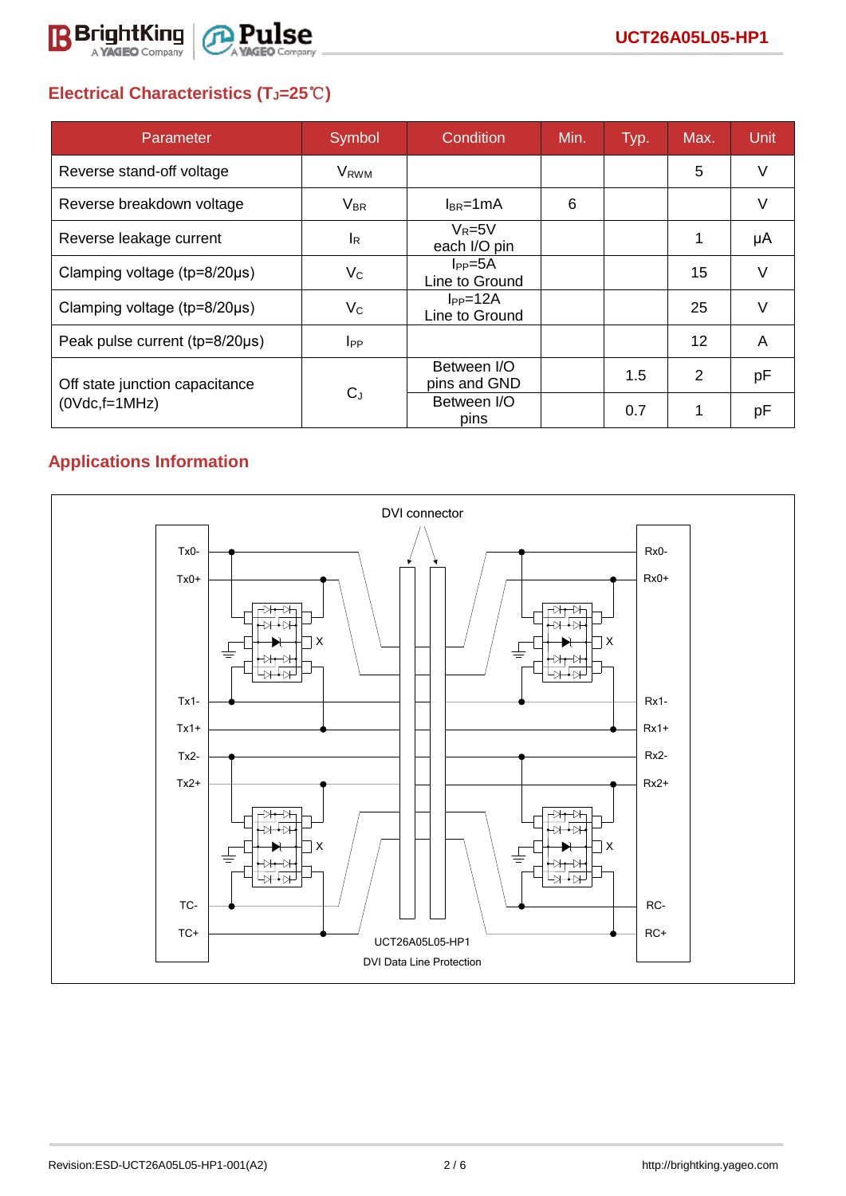## Electrical Characteristics ($T_J$=25℃)

| Parameter | Symbol | Condition | Min. | Typ. | Max. | Unit |
|---|---|---|---|---|---|---|
| Reverse stand-off voltage | $V_{RWM}$ | | | | 5 | V |
| Reverse breakdown voltage | $V_{BR}$ | $I_{BR}$=1mA | 6 | | | V |
| Reverse leakage current | $I_R$ | $V_R$=5V each I/O pin | | | 1 | μA |
| Clamping voltage (tp=8/20μs) | $V_C$ | $I_{PP}$=5A Line to Ground | | | 15 | V |
| Clamping voltage (tp=8/20μs) | $V_C$ | $I_{PP}$=12A Line to Ground | | | 25 | V |
| Peak pulse current (tp=8/20μs) | $I_{PP}$ | | | | 12 | A |
| Off state junction capacitance (0Vdc,f=1MHz) | $C_J$ | Between I/O pins and GND | | 1.5 | 2 | pF |
| | | Between I/O pins | | 0.7 | 1 | pF |

## Applications Information

DVI connector

Tx0- Tx0+ Tx1- Tx1+ Tx2- Tx2+ TC- TC+

Rx0- Rx0+ Rx1- Rx1+ Rx2- Rx2+ RC- RC+

UCT26A05L05-HP1

DVI Data Line Protection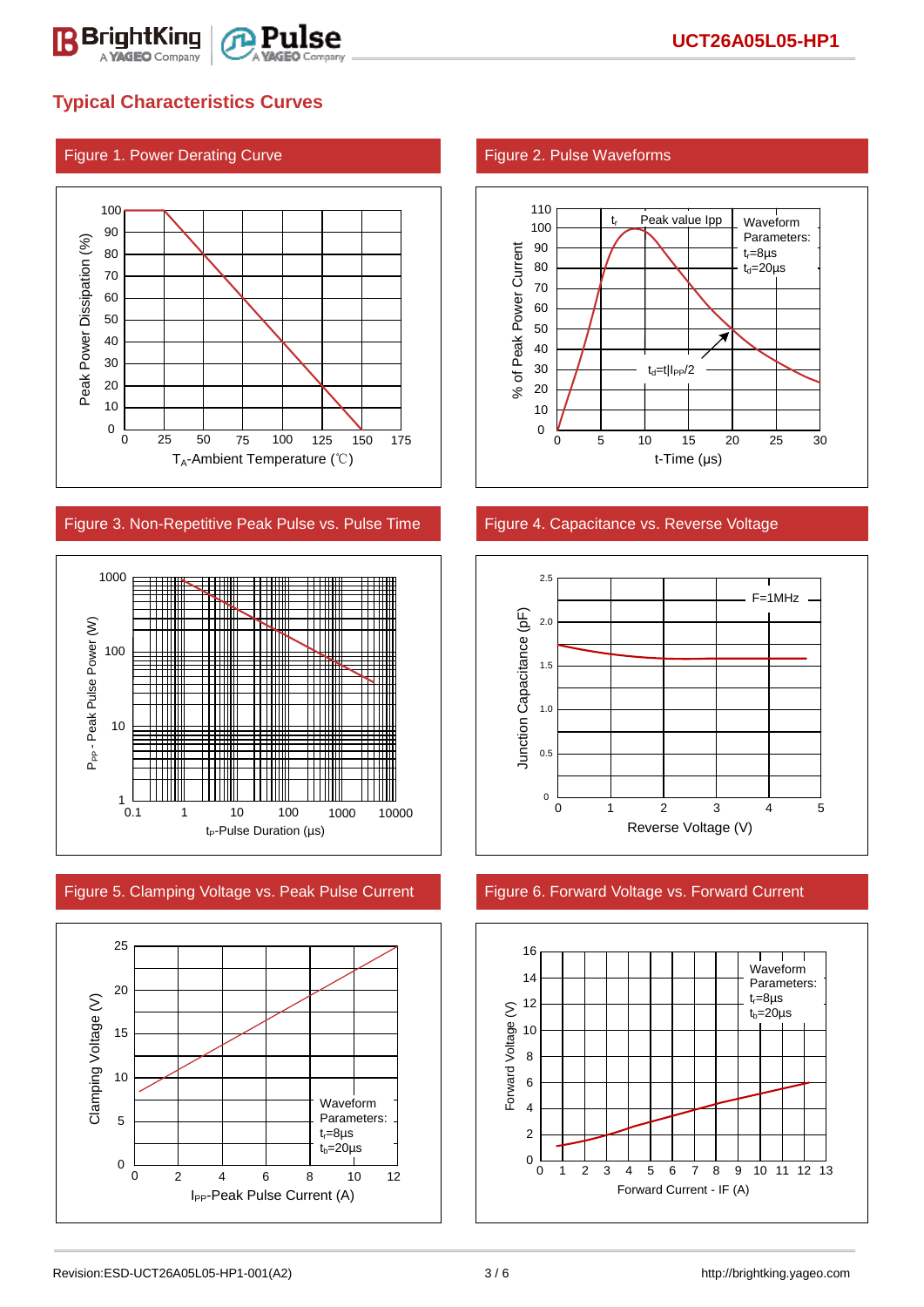## Typical Characteristics Curves

### Figure 1. Power Derating Curve

Peak Power Dissipation (%)

$T_A$-Ambient Temperature (℃)

### Figure 2. Pulse Waveforms

% of Peak Power Current

t-Time (μs)

$t_r$ Peak value Ipp

Waveform Parameters: $t_r$=8μs $t_d$=20μs

$t_d$=t|$I_{PP}$/2

### Figure 3. Non-Repetitive Peak Pulse vs. Pulse Time

$P_{PP}$ - Peak Pulse Power (W)

$t_P$-Pulse Duration (μs)

### Figure 4. Capacitance vs. Reverse Voltage

Junction Capacitance (pF)

Reverse Voltage (V)

F=1MHz

### Figure 5. Clamping Voltage vs. Peak Pulse Current

Clamping Voltage (V)

$I_{PP}$-Peak Pulse Current (A)

Waveform Parameters: $t_r$=8μs $t_b$=20μs

### Figure 6. Forward Voltage vs. Forward Current

Forward Voltage (V)

Forward Current - IF (A)

Waveform Parameters: $t_r$=8μs $t_b$=20μs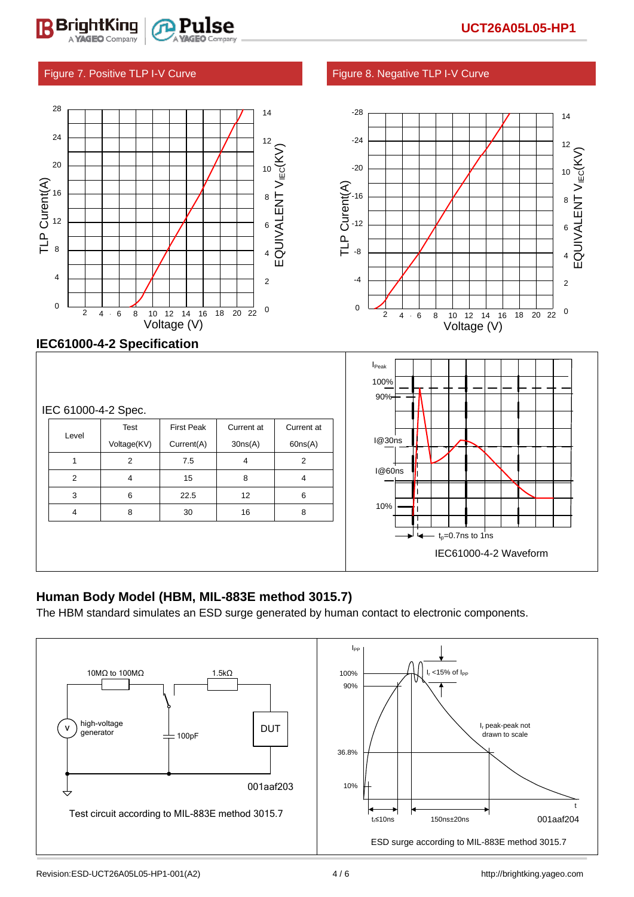## Figure 7. Positive TLP I-V Curve

## Figure 8. Negative TLP I-V Curve

## IEC61000-4-2 Specification

IEC 61000-4-2 Spec.

| Level | Test Voltage(KV) | First Peak Current(A) | Current at 30ns(A) | Current at 60ns(A) |
|---|---|---|---|---|
| 1 | 2 | 7.5 | 4 | 2 |
| 2 | 4 | 15 | 8 | 4 |
| 3 | 6 | 22.5 | 12 | 6 |
| 4 | 8 | 30 | 16 | 8 |

IEC61000-4-2 Waveform

## Human Body Model (HBM, MIL-883E method 3015.7)

The HBM standard simulates an ESD surge generated by human contact to electronic components.

Test circuit according to MIL-883E method 3015.7

ESD surge according to MIL-883E method 3015.7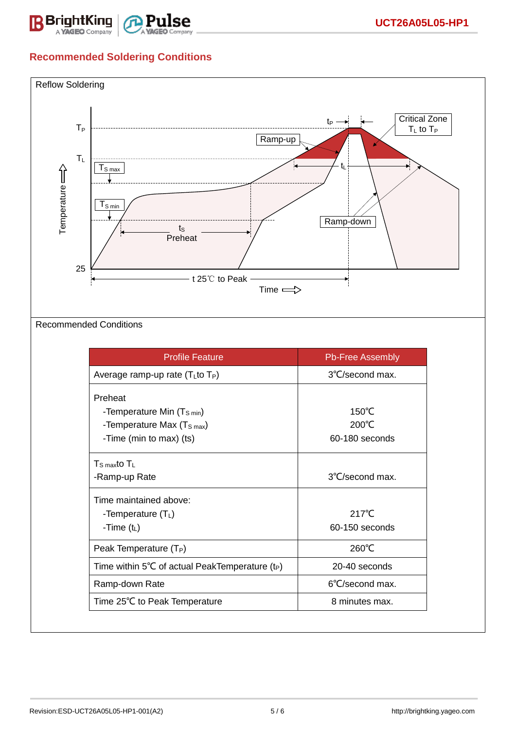## Recommended Soldering Conditions

Reflow Soldering

Recommended Conditions

| Profile Feature | Pb-Free Assembly |
|---|---|
| Average ramp-up rate ($T_L$ to $T_P$) | 3℃/second max. |
| Preheat<br>-Temperature Min ($T_{S\,min}$)<br>-Temperature Max ($T_{S\,max}$)<br>-Time (min to max) (ts) | 150℃<br>200℃<br>60-180 seconds |
| $T_{S\,max}$ to $T_L$<br>-Ramp-up Rate | 3℃/second max. |
| Time maintained above:<br>-Temperature ($T_L$)<br>-Time ($t_L$) | 217℃<br>60-150 seconds |
| Peak Temperature ($T_P$) | 260℃ |
| Time within 5℃ of actual PeakTemperature ($t_P$) | 20-40 seconds |
| Ramp-down Rate | 6℃/second max. |
| Time 25℃ to Peak Temperature | 8 minutes max. |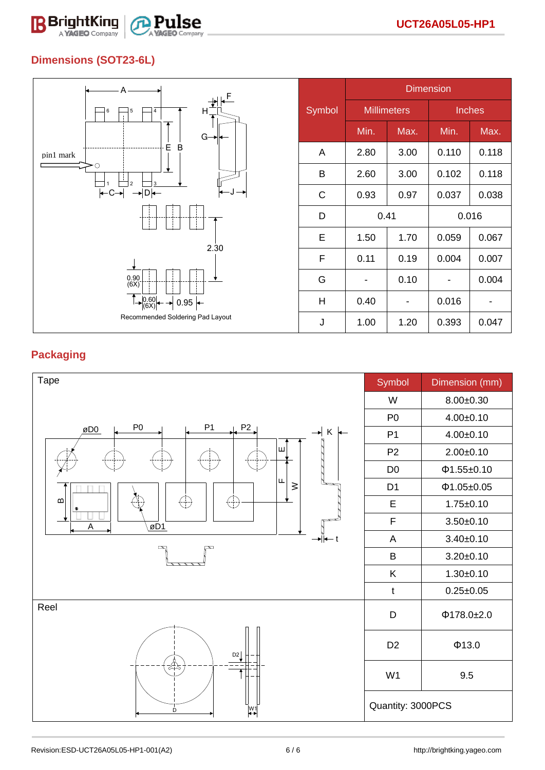## Dimensions (SOT23-6L)

A
F
H
G
E B
pin1 mark
C D J
2.30
0.90 (6X)
0.60 (6X)
0.95

Recommended Soldering Pad Layout

| Symbol | Dimension | | | |
|---|---|---|---|---|
| | Millimeters | | Inches | |
| | Min. | Max. | Min. | Max. |
| A | 2.80 | 3.00 | 0.110 | 0.118 |
| B | 2.60 | 3.00 | 0.102 | 0.118 |
| C | 0.93 | 0.97 | 0.037 | 0.038 |
| D | 0.41 | | 0.016 | |
| E | 1.50 | 1.70 | 0.059 | 0.067 |
| F | 0.11 | 0.19 | 0.004 | 0.007 |
| G | - | 0.10 | - | 0.004 |
| H | 0.40 | - | 0.016 | - |
| J | 1.00 | 1.20 | 0.393 | 0.047 |

## Packaging

Tape

øD0 P0 P1 P2 K
E F W
B A øD1 t

Reel

D2
D W1

| Symbol | Dimension (mm) |
|---|---|
| W | 8.00±0.30 |
| P0 | 4.00±0.10 |
| P1 | 4.00±0.10 |
| P2 | 2.00±0.10 |
| D0 | Φ1.55±0.10 |
| D1 | Φ1.05±0.05 |
| E | 1.75±0.10 |
| F | 3.50±0.10 |
| A | 3.40±0.10 |
| B | 3.20±0.10 |
| K | 1.30±0.10 |
| t | 0.25±0.05 |
| D | Φ178.0±2.0 |
| D2 | Φ13.0 |
| W1 | 9.5 |

Quantity: 3000PCS

Revision:ESD-UCT26A05L05-HP1-001(A2)

http://brightking.yageo.com